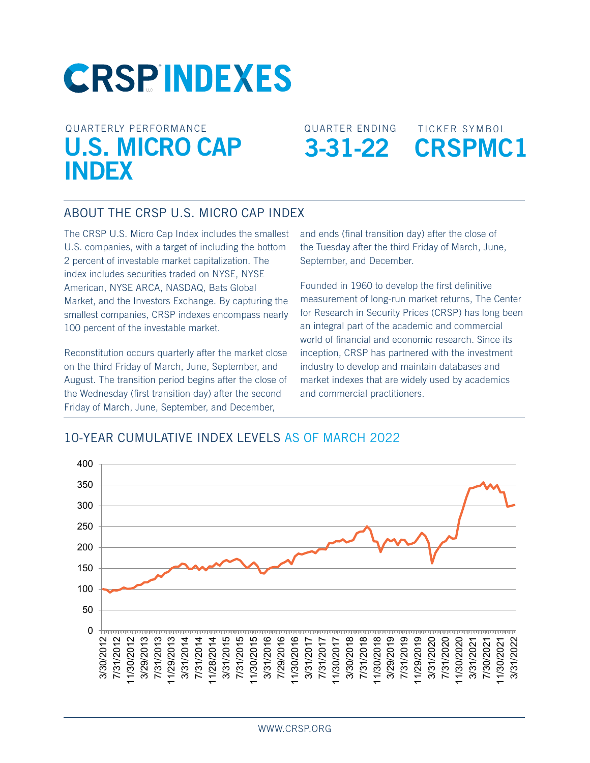# CRSP INDEXES

QUARTERLY PERFORMANCE

# U.S. MICRO CAP INDEX

QUARTER ENDING

**3-31-22**

TICKER SYMBOL

**CRSPMC1**

## ABOUT THE CRSP U.S. MICRO CAP INDEX

The CRSP U.S. Micro Cap Index includes the smallest U.S. companies, with a target of including the bottom 2 percent of investable market capitalization. The index includes securities traded on NYSE, NYSE American, NYSE ARCA, NASDAQ, Bats Global Market, and the Investors Exchange. By capturing the smallest companies, CRSP indexes encompass nearly 100 percent of the investable market.

Reconstitution occurs quarterly after the market close on the third Friday of March, June, September, and August. The transition period begins after the close of the Wednesday (first transition day) after the second Friday of March, June, September, and December, and ends (final transition day) after the close of the Tuesday after the third Friday of March, June, September, and December.

Founded in 1960 to develop the first definitive measurement of long-run market returns, The Center for Research in Security Prices (CRSP) has long been an integral part of the academic and commercial world of financial and economic research. Since its inception, CRSP has partnered with the investment industry to develop and maintain databases and market indexes that are widely used by academics and commercial practitioners.

## 10-YEAR CUMULATIVE INDEX LEVELS AS OF MARCH 2022

WWW.CRSP.ORG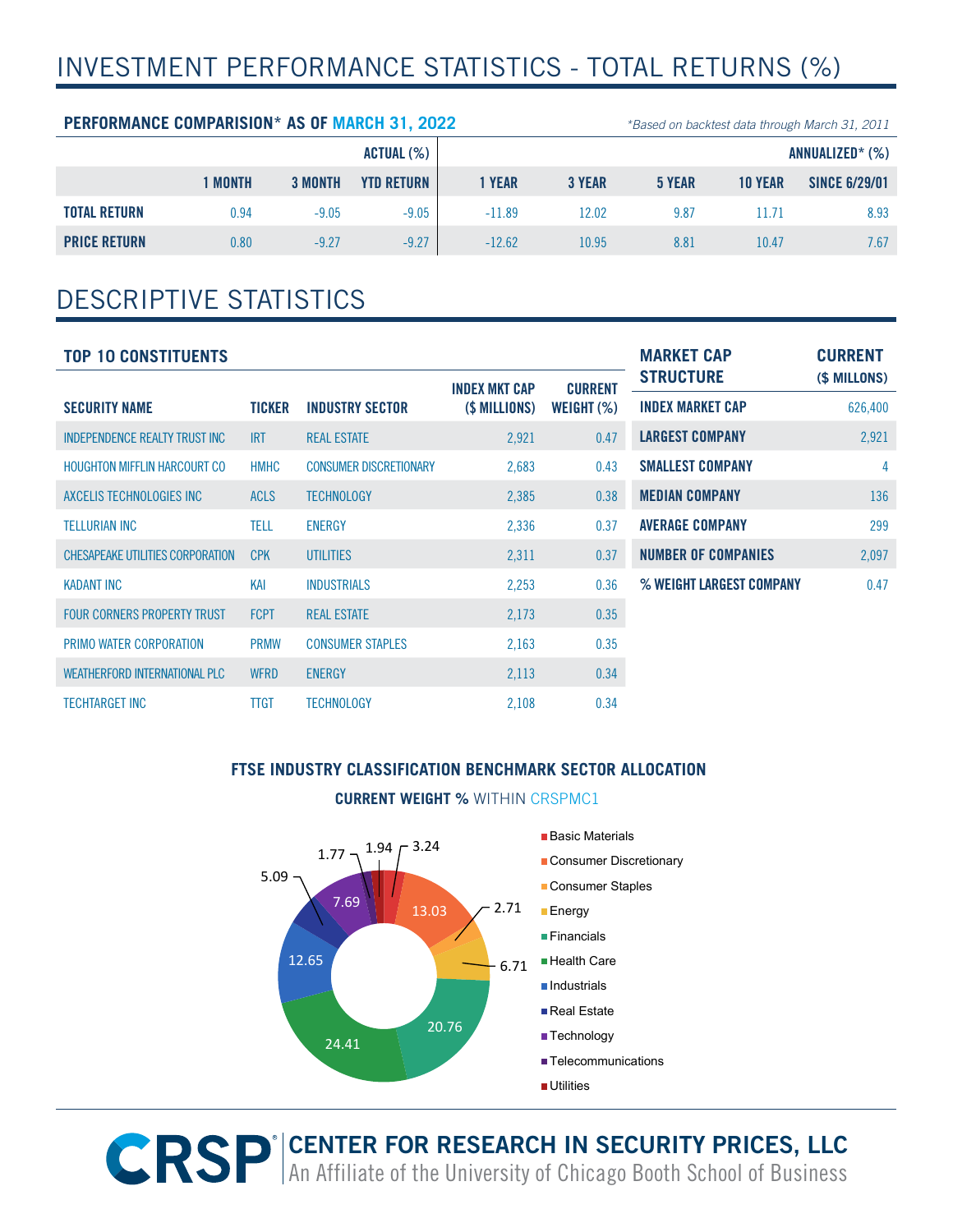# INVESTMENT PERFORMANCE STATISTICS - TOTAL RETURNS (%)

**PERFORMANCE COMPARISION* AS OF MARCH 31, 2022**

*Based on backtest data through March 31, 2011*

| | ACTUAL (%) | | | ANNUALIZED* (%) | | | | |
|---|---|---|---|---|---|---|---|---|
| | 1 MONTH | 3 MONTH | YTD RETURN | 1 YEAR | 3 YEAR | 5 YEAR | 10 YEAR | SINCE 6/29/01 |
| **TOTAL RETURN** | 0.94 | -9.05 | -9.05 | -11.89 | 12.02 | 9.87 | 11.71 | 8.93 |
| **PRICE RETURN** | 0.80 | -9.27 | -9.27 | -12.62 | 10.95 | 8.81 | 10.47 | 7.67 |

# DESCRIPTIVE STATISTICS

**TOP 10 CONSTITUENTS**

| SECURITY NAME | TICKER | INDUSTRY SECTOR | INDEX MKT CAP ($ MILLIONS) | CURRENT WEIGHT (%) |
|---|---|---|---|---|
| INDEPENDENCE REALTY TRUST INC | IRT | REAL ESTATE | 2,921 | 0.47 |
| HOUGHTON MIFFLIN HARCOURT CO | HMHC | CONSUMER DISCRETIONARY | 2,683 | 0.43 |
| AXCELIS TECHNOLOGIES INC | ACLS | TECHNOLOGY | 2,385 | 0.38 |
| TELLURIAN INC | TELL | ENERGY | 2,336 | 0.37 |
| CHESAPEAKE UTILITIES CORPORATION | CPK | UTILITIES | 2,311 | 0.37 |
| KADANT INC | KAI | INDUSTRIALS | 2,253 | 0.36 |
| FOUR CORNERS PROPERTY TRUST | FCPT | REAL ESTATE | 2,173 | 0.35 |
| PRIMO WATER CORPORATION | PRMW | CONSUMER STAPLES | 2,163 | 0.35 |
| WEATHERFORD INTERNATIONAL PLC | WFRD | ENERGY | 2,113 | 0.34 |
| TECHTARGET INC | TTGT | TECHNOLOGY | 2,108 | 0.34 |

| MARKET CAP STRUCTURE | CURRENT ($ MILLONS) |
|---|---|
| INDEX MARKET CAP | 626,400 |
| LARGEST COMPANY | 2,921 |
| SMALLEST COMPANY | 4 |
| MEDIAN COMPANY | 136 |
| AVERAGE COMPANY | 299 |
| NUMBER OF COMPANIES | 2,097 |
| % WEIGHT LARGEST COMPANY | 0.47 |

**FTSE INDUSTRY CLASSIFICATION BENCHMARK SECTOR ALLOCATION**

**CURRENT WEIGHT %** WITHIN CRSPMC1

| Sector | Weight (%) |
|---|---|
| Basic Materials | 3.24 |
| Consumer Discretionary | 13.03 |
| Consumer Staples | 2.71 |
| Energy | 6.71 |
| Financials | 20.76 |
| Health Care | 24.41 |
| Industrials | 12.65 |
| Real Estate | 5.09 |
| Technology | 7.69 |
| Telecommunications | 1.77 |
| Utilities | 1.94 |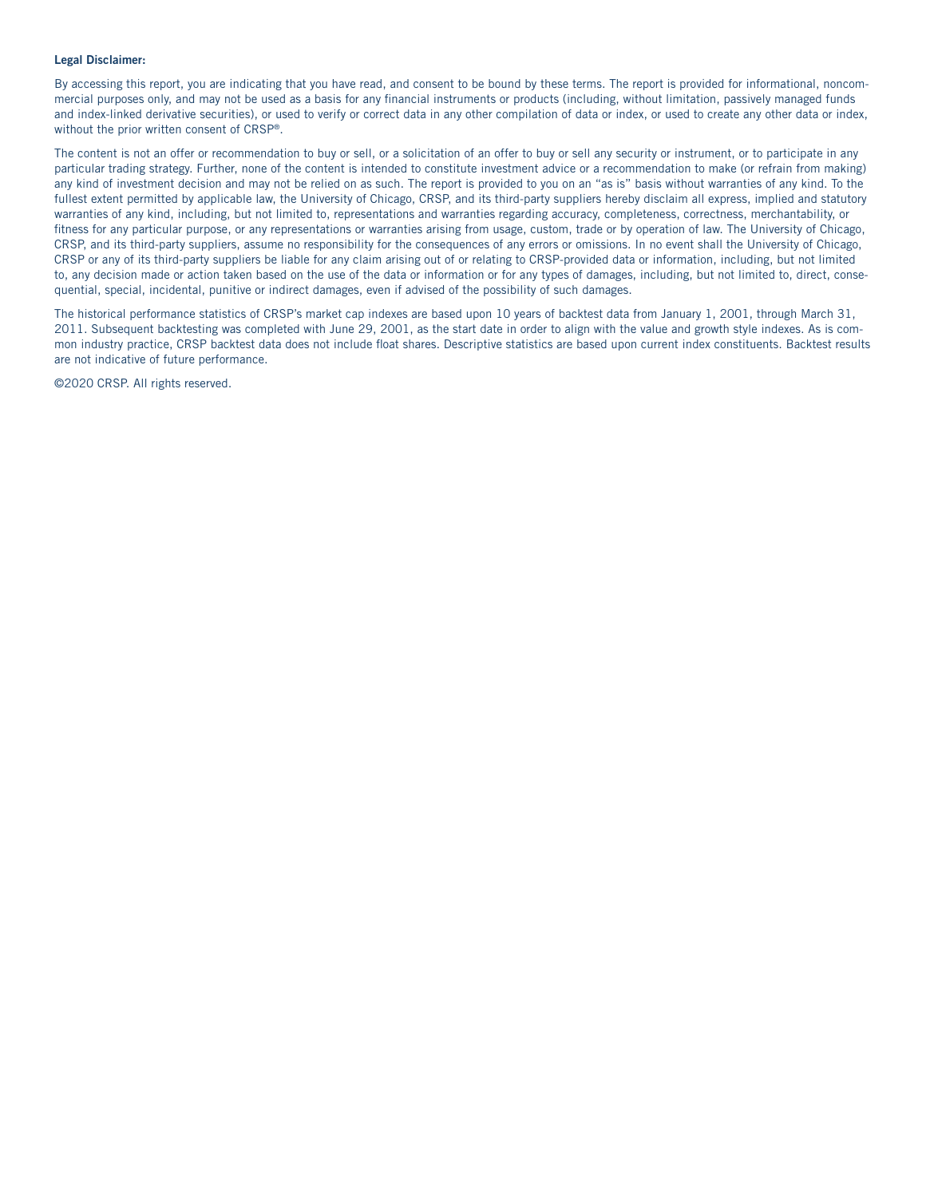**Legal Disclaimer:**

By accessing this report, you are indicating that you have read, and consent to be bound by these terms. The report is provided for informational, noncommercial purposes only, and may not be used as a basis for any financial instruments or products (including, without limitation, passively managed funds and index-linked derivative securities), or used to verify or correct data in any other compilation of data or index, or used to create any other data or index, without the prior written consent of CRSP®.

The content is not an offer or recommendation to buy or sell, or a solicitation of an offer to buy or sell any security or instrument, or to participate in any particular trading strategy. Further, none of the content is intended to constitute investment advice or a recommendation to make (or refrain from making) any kind of investment decision and may not be relied on as such. The report is provided to you on an "as is" basis without warranties of any kind. To the fullest extent permitted by applicable law, the University of Chicago, CRSP, and its third-party suppliers hereby disclaim all express, implied and statutory warranties of any kind, including, but not limited to, representations and warranties regarding accuracy, completeness, correctness, merchantability, or fitness for any particular purpose, or any representations or warranties arising from usage, custom, trade or by operation of law. The University of Chicago, CRSP, and its third-party suppliers, assume no responsibility for the consequences of any errors or omissions. In no event shall the University of Chicago, CRSP or any of its third-party suppliers be liable for any claim arising out of or relating to CRSP-provided data or information, including, but not limited to, any decision made or action taken based on the use of the data or information or for any types of damages, including, but not limited to, direct, consequential, special, incidental, punitive or indirect damages, even if advised of the possibility of such damages.

The historical performance statistics of CRSP's market cap indexes are based upon 10 years of backtest data from January 1, 2001, through March 31, 2011. Subsequent backtesting was completed with June 29, 2001, as the start date in order to align with the value and growth style indexes. As is common industry practice, CRSP backtest data does not include float shares. Descriptive statistics are based upon current index constituents. Backtest results are not indicative of future performance.

©2020 CRSP. All rights reserved.